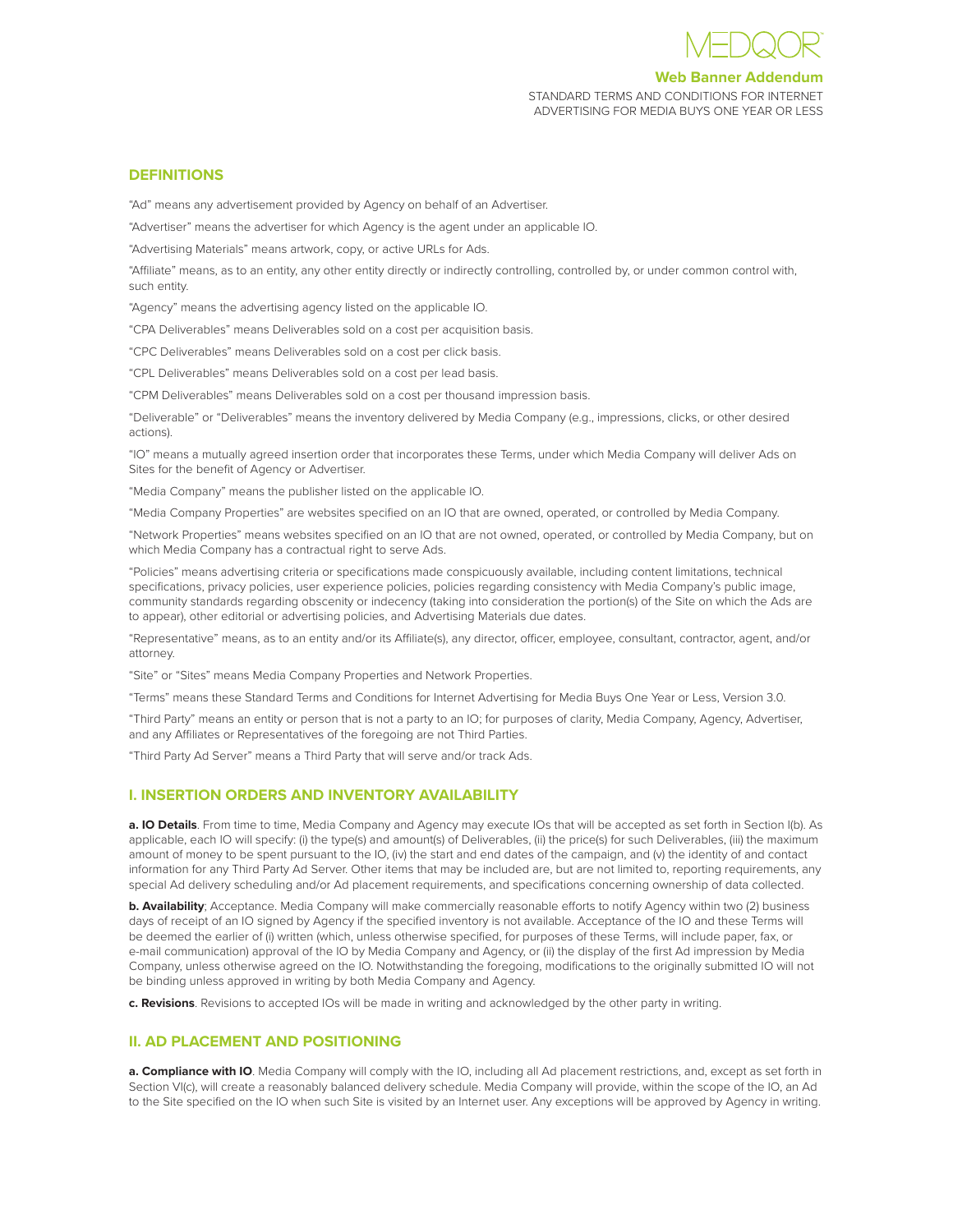MEDQOR

**Web Banner Addendum**

STANDARD TERMS AND CONDITIONS FOR INTERNET ADVERTISING FOR MEDIA BUYS ONE YEAR OR LESS

## DEFINITIONS

"Ad" means any advertisement provided by Agency on behalf of an Advertiser.

"Advertiser" means the advertiser for which Agency is the agent under an applicable IO.

"Advertising Materials" means artwork, copy, or active URLs for Ads.

"Affiliate" means, as to an entity, any other entity directly or indirectly controlling, controlled by, or under common control with, such entity.

"Agency" means the advertising agency listed on the applicable IO.

"CPA Deliverables" means Deliverables sold on a cost per acquisition basis.

"CPC Deliverables" means Deliverables sold on a cost per click basis.

"CPL Deliverables" means Deliverables sold on a cost per lead basis.

"CPM Deliverables" means Deliverables sold on a cost per thousand impression basis.

"Deliverable" or "Deliverables" means the inventory delivered by Media Company (e.g., impressions, clicks, or other desired actions).

"IO" means a mutually agreed insertion order that incorporates these Terms, under which Media Company will deliver Ads on Sites for the benefit of Agency or Advertiser.

"Media Company" means the publisher listed on the applicable IO.

"Media Company Properties" are websites specified on an IO that are owned, operated, or controlled by Media Company.

"Network Properties" means websites specified on an IO that are not owned, operated, or controlled by Media Company, but on which Media Company has a contractual right to serve Ads.

"Policies" means advertising criteria or specifications made conspicuously available, including content limitations, technical specifications, privacy policies, user experience policies, policies regarding consistency with Media Company's public image, community standards regarding obscenity or indecency (taking into consideration the portion(s) of the Site on which the Ads are to appear), other editorial or advertising policies, and Advertising Materials due dates.

"Representative" means, as to an entity and/or its Affiliate(s), any director, officer, employee, consultant, contractor, agent, and/or attorney.

"Site" or "Sites" means Media Company Properties and Network Properties.

"Terms" means these Standard Terms and Conditions for Internet Advertising for Media Buys One Year or Less, Version 3.0.

"Third Party" means an entity or person that is not a party to an IO; for purposes of clarity, Media Company, Agency, Advertiser, and any Affiliates or Representatives of the foregoing are not Third Parties.

"Third Party Ad Server" means a Third Party that will serve and/or track Ads.

## I. INSERTION ORDERS AND INVENTORY AVAILABILITY

**a. IO Details**. From time to time, Media Company and Agency may execute IOs that will be accepted as set forth in Section I(b). As applicable, each IO will specify: (i) the type(s) and amount(s) of Deliverables, (ii) the price(s) for such Deliverables, (iii) the maximum amount of money to be spent pursuant to the IO, (iv) the start and end dates of the campaign, and (v) the identity of and contact information for any Third Party Ad Server. Other items that may be included are, but are not limited to, reporting requirements, any special Ad delivery scheduling and/or Ad placement requirements, and specifications concerning ownership of data collected.

**b. Availability**; Acceptance. Media Company will make commercially reasonable efforts to notify Agency within two (2) business days of receipt of an IO signed by Agency if the specified inventory is not available. Acceptance of the IO and these Terms will be deemed the earlier of (i) written (which, unless otherwise specified, for purposes of these Terms, will include paper, fax, or e-mail communication) approval of the IO by Media Company and Agency, or (ii) the display of the first Ad impression by Media Company, unless otherwise agreed on the IO. Notwithstanding the foregoing, modifications to the originally submitted IO will not be binding unless approved in writing by both Media Company and Agency.

**c. Revisions**. Revisions to accepted IOs will be made in writing and acknowledged by the other party in writing.

## II. AD PLACEMENT AND POSITIONING

**a. Compliance with IO**. Media Company will comply with the IO, including all Ad placement restrictions, and, except as set forth in Section VI(c), will create a reasonably balanced delivery schedule. Media Company will provide, within the scope of the IO, an Ad to the Site specified on the IO when such Site is visited by an Internet user. Any exceptions will be approved by Agency in writing.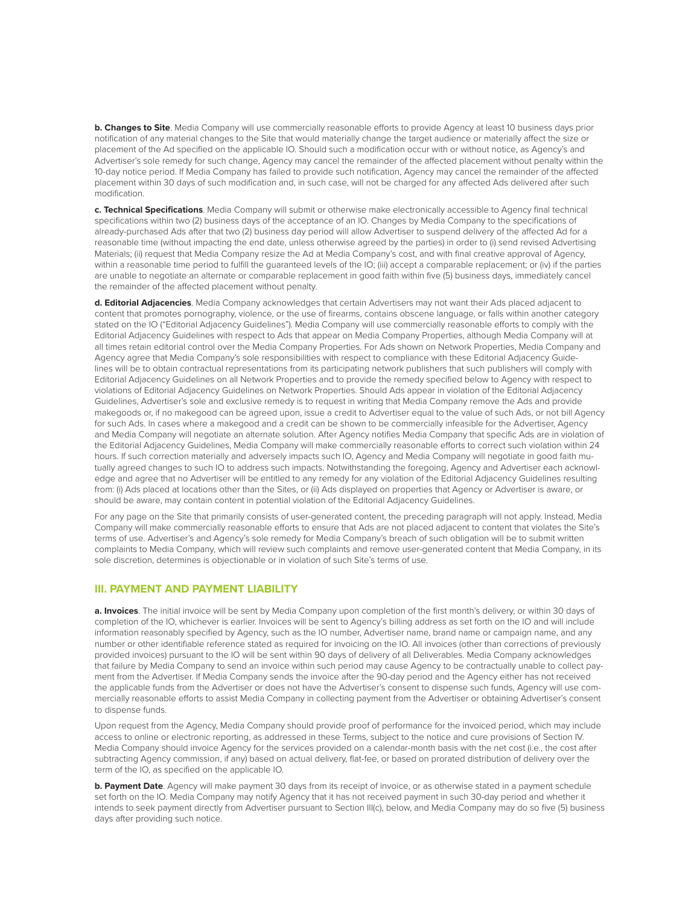**b. Changes to Site**. Media Company will use commercially reasonable efforts to provide Agency at least 10 business days prior notification of any material changes to the Site that would materially change the target audience or materially affect the size or placement of the Ad specified on the applicable IO. Should such a modification occur with or without notice, as Agency's and Advertiser's sole remedy for such change, Agency may cancel the remainder of the affected placement without penalty within the 10-day notice period. If Media Company has failed to provide such notification, Agency may cancel the remainder of the affected placement within 30 days of such modification and, in such case, will not be charged for any affected Ads delivered after such modification.

**c. Technical Specifications**. Media Company will submit or otherwise make electronically accessible to Agency final technical specifications within two (2) business days of the acceptance of an IO. Changes by Media Company to the specifications of already-purchased Ads after that two (2) business day period will allow Advertiser to suspend delivery of the affected Ad for a reasonable time (without impacting the end date, unless otherwise agreed by the parties) in order to (i) send revised Advertising Materials; (ii) request that Media Company resize the Ad at Media Company's cost, and with final creative approval of Agency, within a reasonable time period to fulfill the guaranteed levels of the IO; (iii) accept a comparable replacement; or (iv) if the parties are unable to negotiate an alternate or comparable replacement in good faith within five (5) business days, immediately cancel the remainder of the affected placement without penalty.

**d. Editorial Adjacencies**. Media Company acknowledges that certain Advertisers may not want their Ads placed adjacent to content that promotes pornography, violence, or the use of firearms, contains obscene language, or falls within another category stated on the IO ("Editorial Adjacency Guidelines"). Media Company will use commercially reasonable efforts to comply with the Editorial Adjacency Guidelines with respect to Ads that appear on Media Company Properties, although Media Company will at all times retain editorial control over the Media Company Properties. For Ads shown on Network Properties, Media Company and Agency agree that Media Company's sole responsibilities with respect to compliance with these Editorial Adjacency Guidelines will be to obtain contractual representations from its participating network publishers that such publishers will comply with Editorial Adjacency Guidelines on all Network Properties and to provide the remedy specified below to Agency with respect to violations of Editorial Adjacency Guidelines on Network Properties. Should Ads appear in violation of the Editorial Adjacency Guidelines, Advertiser's sole and exclusive remedy is to request in writing that Media Company remove the Ads and provide makegoods or, if no makegood can be agreed upon, issue a credit to Advertiser equal to the value of such Ads, or not bill Agency for such Ads. In cases where a makegood and a credit can be shown to be commercially infeasible for the Advertiser, Agency and Media Company will negotiate an alternate solution. After Agency notifies Media Company that specific Ads are in violation of the Editorial Adjacency Guidelines, Media Company will make commercially reasonable efforts to correct such violation within 24 hours. If such correction materially and adversely impacts such IO, Agency and Media Company will negotiate in good faith mutually agreed changes to such IO to address such impacts. Notwithstanding the foregoing, Agency and Advertiser each acknowledge and agree that no Advertiser will be entitled to any remedy for any violation of the Editorial Adjacency Guidelines resulting from: (i) Ads placed at locations other than the Sites, or (ii) Ads displayed on properties that Agency or Advertiser is aware, or should be aware, may contain content in potential violation of the Editorial Adjacency Guidelines.

For any page on the Site that primarily consists of user-generated content, the preceding paragraph will not apply. Instead, Media Company will make commercially reasonable efforts to ensure that Ads are not placed adjacent to content that violates the Site's terms of use. Advertiser's and Agency's sole remedy for Media Company's breach of such obligation will be to submit written complaints to Media Company, which will review such complaints and remove user-generated content that Media Company, in its sole discretion, determines is objectionable or in violation of such Site's terms of use.

## III. PAYMENT AND PAYMENT LIABILITY

**a. Invoices**. The initial invoice will be sent by Media Company upon completion of the first month's delivery, or within 30 days of completion of the IO, whichever is earlier. Invoices will be sent to Agency's billing address as set forth on the IO and will include information reasonably specified by Agency, such as the IO number, Advertiser name, brand name or campaign name, and any number or other identifiable reference stated as required for invoicing on the IO. All invoices (other than corrections of previously provided invoices) pursuant to the IO will be sent within 90 days of delivery of all Deliverables. Media Company acknowledges that failure by Media Company to send an invoice within such period may cause Agency to be contractually unable to collect payment from the Advertiser. If Media Company sends the invoice after the 90-day period and the Agency either has not received the applicable funds from the Advertiser or does not have the Advertiser's consent to dispense such funds, Agency will use commercially reasonable efforts to assist Media Company in collecting payment from the Advertiser or obtaining Advertiser's consent to dispense funds.

Upon request from the Agency, Media Company should provide proof of performance for the invoiced period, which may include access to online or electronic reporting, as addressed in these Terms, subject to the notice and cure provisions of Section IV. Media Company should invoice Agency for the services provided on a calendar-month basis with the net cost (i.e., the cost after subtracting Agency commission, if any) based on actual delivery, flat-fee, or based on prorated distribution of delivery over the term of the IO, as specified on the applicable IO.

**b. Payment Date**. Agency will make payment 30 days from its receipt of invoice, or as otherwise stated in a payment schedule set forth on the IO. Media Company may notify Agency that it has not received payment in such 30-day period and whether it intends to seek payment directly from Advertiser pursuant to Section III(c), below, and Media Company may do so five (5) business days after providing such notice.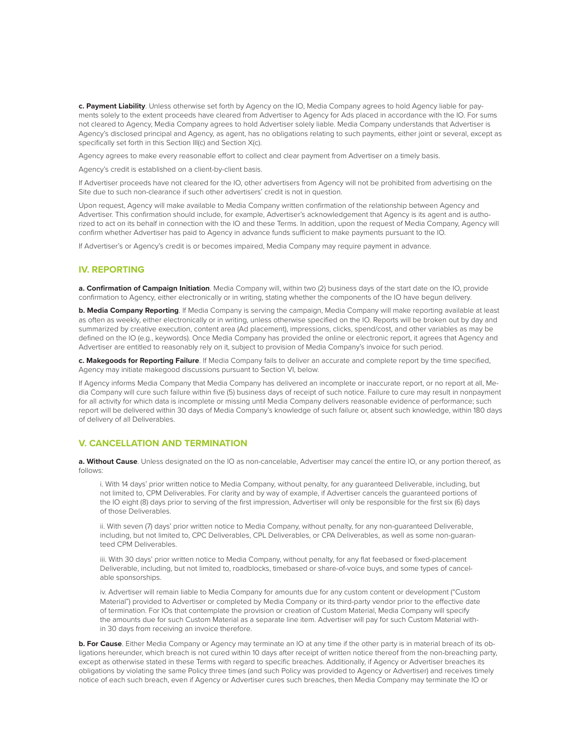**c. Payment Liability**. Unless otherwise set forth by Agency on the IO, Media Company agrees to hold Agency liable for payments solely to the extent proceeds have cleared from Advertiser to Agency for Ads placed in accordance with the IO. For sums not cleared to Agency, Media Company agrees to hold Advertiser solely liable. Media Company understands that Advertiser is Agency's disclosed principal and Agency, as agent, has no obligations relating to such payments, either joint or several, except as specifically set forth in this Section III(c) and Section X(c).

Agency agrees to make every reasonable effort to collect and clear payment from Advertiser on a timely basis.

Agency's credit is established on a client-by-client basis.

If Advertiser proceeds have not cleared for the IO, other advertisers from Agency will not be prohibited from advertising on the Site due to such non-clearance if such other advertisers' credit is not in question.

Upon request, Agency will make available to Media Company written confirmation of the relationship between Agency and Advertiser. This confirmation should include, for example, Advertiser's acknowledgement that Agency is its agent and is authorized to act on its behalf in connection with the IO and these Terms. In addition, upon the request of Media Company, Agency will confirm whether Advertiser has paid to Agency in advance funds sufficient to make payments pursuant to the IO.

If Advertiser's or Agency's credit is or becomes impaired, Media Company may require payment in advance.

## IV. REPORTING

**a. Confirmation of Campaign Initiation**. Media Company will, within two (2) business days of the start date on the IO, provide confirmation to Agency, either electronically or in writing, stating whether the components of the IO have begun delivery.

**b. Media Company Reporting**. If Media Company is serving the campaign, Media Company will make reporting available at least as often as weekly, either electronically or in writing, unless otherwise specified on the IO. Reports will be broken out by day and summarized by creative execution, content area (Ad placement), impressions, clicks, spend/cost, and other variables as may be defined on the IO (e.g., keywords). Once Media Company has provided the online or electronic report, it agrees that Agency and Advertiser are entitled to reasonably rely on it, subject to provision of Media Company's invoice for such period.

**c. Makegoods for Reporting Failure**. If Media Company fails to deliver an accurate and complete report by the time specified, Agency may initiate makegood discussions pursuant to Section VI, below.

If Agency informs Media Company that Media Company has delivered an incomplete or inaccurate report, or no report at all, Media Company will cure such failure within five (5) business days of receipt of such notice. Failure to cure may result in nonpayment for all activity for which data is incomplete or missing until Media Company delivers reasonable evidence of performance; such report will be delivered within 30 days of Media Company's knowledge of such failure or, absent such knowledge, within 180 days of delivery of all Deliverables.

## V. CANCELLATION AND TERMINATION

**a. Without Cause**. Unless designated on the IO as non-cancelable, Advertiser may cancel the entire IO, or any portion thereof, as follows:

i. With 14 days' prior written notice to Media Company, without penalty, for any guaranteed Deliverable, including, but not limited to, CPM Deliverables. For clarity and by way of example, if Advertiser cancels the guaranteed portions of the IO eight (8) days prior to serving of the first impression, Advertiser will only be responsible for the first six (6) days of those Deliverables.

ii. With seven (7) days' prior written notice to Media Company, without penalty, for any non-guaranteed Deliverable, including, but not limited to, CPC Deliverables, CPL Deliverables, or CPA Deliverables, as well as some non-guaranteed CPM Deliverables.

iii. With 30 days' prior written notice to Media Company, without penalty, for any flat feebased or fixed-placement Deliverable, including, but not limited to, roadblocks, timebased or share-of-voice buys, and some types of cancelable sponsorships.

iv. Advertiser will remain liable to Media Company for amounts due for any custom content or development ("Custom Material") provided to Advertiser or completed by Media Company or its third-party vendor prior to the effective date of termination. For IOs that contemplate the provision or creation of Custom Material, Media Company will specify the amounts due for such Custom Material as a separate line item. Advertiser will pay for such Custom Material within 30 days from receiving an invoice therefore.

**b. For Cause**. Either Media Company or Agency may terminate an IO at any time if the other party is in material breach of its obligations hereunder, which breach is not cured within 10 days after receipt of written notice thereof from the non-breaching party, except as otherwise stated in these Terms with regard to specific breaches. Additionally, if Agency or Advertiser breaches its obligations by violating the same Policy three times (and such Policy was provided to Agency or Advertiser) and receives timely notice of each such breach, even if Agency or Advertiser cures such breaches, then Media Company may terminate the IO or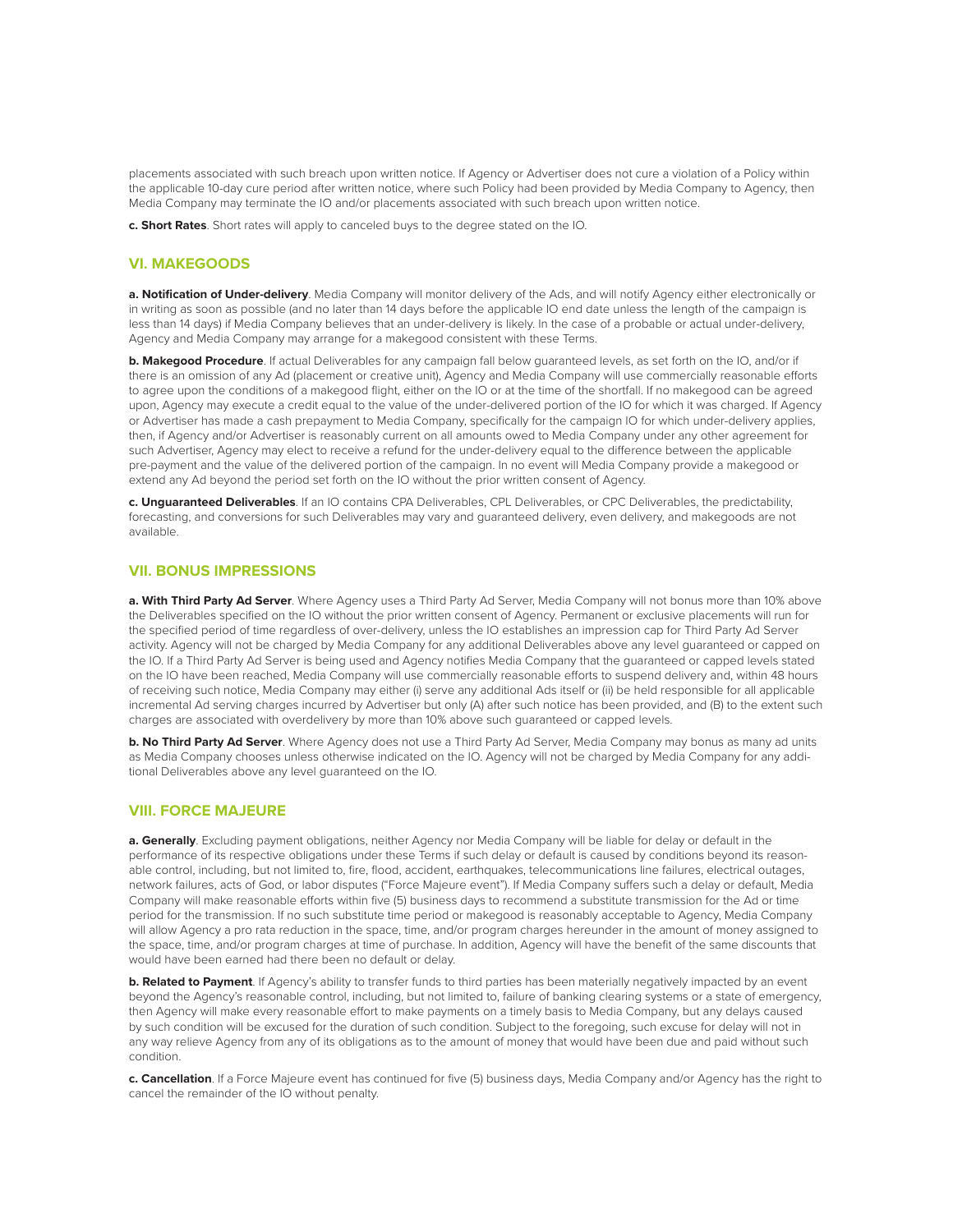placements associated with such breach upon written notice. If Agency or Advertiser does not cure a violation of a Policy within the applicable 10-day cure period after written notice, where such Policy had been provided by Media Company to Agency, then Media Company may terminate the IO and/or placements associated with such breach upon written notice.

**c. Short Rates**. Short rates will apply to canceled buys to the degree stated on the IO.

## VI. MAKEGOODS

**a. Notification of Under-delivery**. Media Company will monitor delivery of the Ads, and will notify Agency either electronically or in writing as soon as possible (and no later than 14 days before the applicable IO end date unless the length of the campaign is less than 14 days) if Media Company believes that an under-delivery is likely. In the case of a probable or actual under-delivery, Agency and Media Company may arrange for a makegood consistent with these Terms.

**b. Makegood Procedure**. If actual Deliverables for any campaign fall below guaranteed levels, as set forth on the IO, and/or if there is an omission of any Ad (placement or creative unit), Agency and Media Company will use commercially reasonable efforts to agree upon the conditions of a makegood flight, either on the IO or at the time of the shortfall. If no makegood can be agreed upon, Agency may execute a credit equal to the value of the under-delivered portion of the IO for which it was charged. If Agency or Advertiser has made a cash prepayment to Media Company, specifically for the campaign IO for which under-delivery applies, then, if Agency and/or Advertiser is reasonably current on all amounts owed to Media Company under any other agreement for such Advertiser, Agency may elect to receive a refund for the under-delivery equal to the difference between the applicable pre-payment and the value of the delivered portion of the campaign. In no event will Media Company provide a makegood or extend any Ad beyond the period set forth on the IO without the prior written consent of Agency.

**c. Unguaranteed Deliverables**. If an IO contains CPA Deliverables, CPL Deliverables, or CPC Deliverables, the predictability, forecasting, and conversions for such Deliverables may vary and guaranteed delivery, even delivery, and makegoods are not available.

## VII. BONUS IMPRESSIONS

**a. With Third Party Ad Server**. Where Agency uses a Third Party Ad Server, Media Company will not bonus more than 10% above the Deliverables specified on the IO without the prior written consent of Agency. Permanent or exclusive placements will run for the specified period of time regardless of over-delivery, unless the IO establishes an impression cap for Third Party Ad Server activity. Agency will not be charged by Media Company for any additional Deliverables above any level guaranteed or capped on the IO. If a Third Party Ad Server is being used and Agency notifies Media Company that the guaranteed or capped levels stated on the IO have been reached, Media Company will use commercially reasonable efforts to suspend delivery and, within 48 hours of receiving such notice, Media Company may either (i) serve any additional Ads itself or (ii) be held responsible for all applicable incremental Ad serving charges incurred by Advertiser but only (A) after such notice has been provided, and (B) to the extent such charges are associated with overdelivery by more than 10% above such guaranteed or capped levels.

**b. No Third Party Ad Server**. Where Agency does not use a Third Party Ad Server, Media Company may bonus as many ad units as Media Company chooses unless otherwise indicated on the IO. Agency will not be charged by Media Company for any additional Deliverables above any level guaranteed on the IO.

## VIII. FORCE MAJEURE

**a. Generally**. Excluding payment obligations, neither Agency nor Media Company will be liable for delay or default in the performance of its respective obligations under these Terms if such delay or default is caused by conditions beyond its reasonable control, including, but not limited to, fire, flood, accident, earthquakes, telecommunications line failures, electrical outages, network failures, acts of God, or labor disputes ("Force Majeure event"). If Media Company suffers such a delay or default, Media Company will make reasonable efforts within five (5) business days to recommend a substitute transmission for the Ad or time period for the transmission. If no such substitute time period or makegood is reasonably acceptable to Agency, Media Company will allow Agency a pro rata reduction in the space, time, and/or program charges hereunder in the amount of money assigned to the space, time, and/or program charges at time of purchase. In addition, Agency will have the benefit of the same discounts that would have been earned had there been no default or delay.

**b. Related to Payment**. If Agency's ability to transfer funds to third parties has been materially negatively impacted by an event beyond the Agency's reasonable control, including, but not limited to, failure of banking clearing systems or a state of emergency, then Agency will make every reasonable effort to make payments on a timely basis to Media Company, but any delays caused by such condition will be excused for the duration of such condition. Subject to the foregoing, such excuse for delay will not in any way relieve Agency from any of its obligations as to the amount of money that would have been due and paid without such condition.

**c. Cancellation**. If a Force Majeure event has continued for five (5) business days, Media Company and/or Agency has the right to cancel the remainder of the IO without penalty.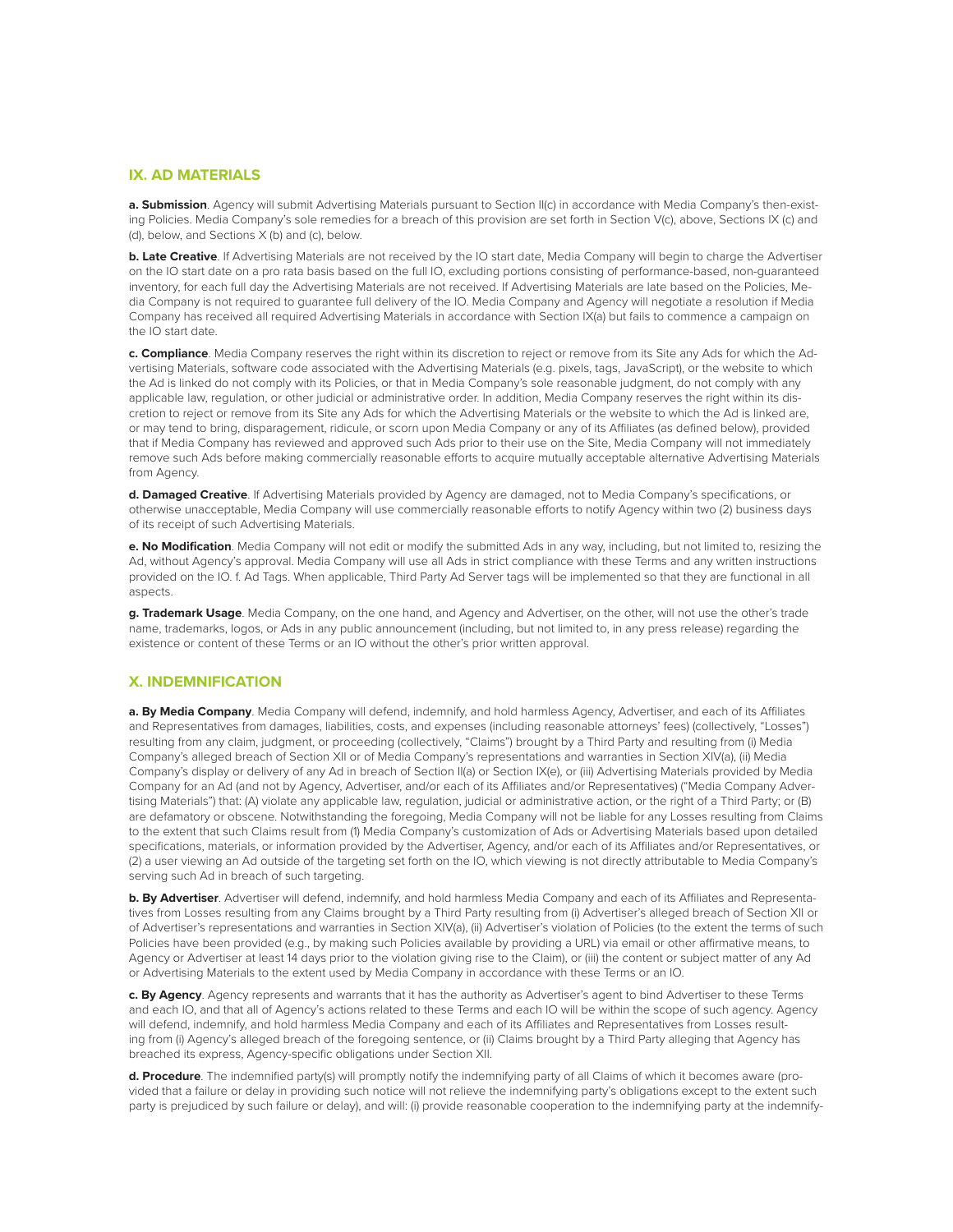## IX. AD MATERIALS

**a. Submission**. Agency will submit Advertising Materials pursuant to Section II(c) in accordance with Media Company's then-existing Policies. Media Company's sole remedies for a breach of this provision are set forth in Section V(c), above, Sections IX (c) and (d), below, and Sections X (b) and (c), below.

**b. Late Creative**. If Advertising Materials are not received by the IO start date, Media Company will begin to charge the Advertiser on the IO start date on a pro rata basis based on the full IO, excluding portions consisting of performance-based, non-guaranteed inventory, for each full day the Advertising Materials are not received. If Advertising Materials are late based on the Policies, Media Company is not required to guarantee full delivery of the IO. Media Company and Agency will negotiate a resolution if Media Company has received all required Advertising Materials in accordance with Section IX(a) but fails to commence a campaign on the IO start date.

**c. Compliance**. Media Company reserves the right within its discretion to reject or remove from its Site any Ads for which the Advertising Materials, software code associated with the Advertising Materials (e.g. pixels, tags, JavaScript), or the website to which the Ad is linked do not comply with its Policies, or that in Media Company's sole reasonable judgment, do not comply with any applicable law, regulation, or other judicial or administrative order. In addition, Media Company reserves the right within its discretion to reject or remove from its Site any Ads for which the Advertising Materials or the website to which the Ad is linked are, or may tend to bring, disparagement, ridicule, or scorn upon Media Company or any of its Affiliates (as defined below), provided that if Media Company has reviewed and approved such Ads prior to their use on the Site, Media Company will not immediately remove such Ads before making commercially reasonable efforts to acquire mutually acceptable alternative Advertising Materials from Agency.

**d. Damaged Creative**. If Advertising Materials provided by Agency are damaged, not to Media Company's specifications, or otherwise unacceptable, Media Company will use commercially reasonable efforts to notify Agency within two (2) business days of its receipt of such Advertising Materials.

**e. No Modification**. Media Company will not edit or modify the submitted Ads in any way, including, but not limited to, resizing the Ad, without Agency's approval. Media Company will use all Ads in strict compliance with these Terms and any written instructions provided on the IO. f. Ad Tags. When applicable, Third Party Ad Server tags will be implemented so that they are functional in all aspects.

**g. Trademark Usage**. Media Company, on the one hand, and Agency and Advertiser, on the other, will not use the other's trade name, trademarks, logos, or Ads in any public announcement (including, but not limited to, in any press release) regarding the existence or content of these Terms or an IO without the other's prior written approval.

## X. INDEMNIFICATION

**a. By Media Company**. Media Company will defend, indemnify, and hold harmless Agency, Advertiser, and each of its Affiliates and Representatives from damages, liabilities, costs, and expenses (including reasonable attorneys' fees) (collectively, "Losses") resulting from any claim, judgment, or proceeding (collectively, "Claims") brought by a Third Party and resulting from (i) Media Company's alleged breach of Section XII or of Media Company's representations and warranties in Section XIV(a), (ii) Media Company's display or delivery of any Ad in breach of Section II(a) or Section IX(e), or (iii) Advertising Materials provided by Media Company for an Ad (and not by Agency, Advertiser, and/or each of its Affiliates and/or Representatives) ("Media Company Advertising Materials") that: (A) violate any applicable law, regulation, judicial or administrative action, or the right of a Third Party; or (B) are defamatory or obscene. Notwithstanding the foregoing, Media Company will not be liable for any Losses resulting from Claims to the extent that such Claims result from (1) Media Company's customization of Ads or Advertising Materials based upon detailed specifications, materials, or information provided by the Advertiser, Agency, and/or each of its Affiliates and/or Representatives, or (2) a user viewing an Ad outside of the targeting set forth on the IO, which viewing is not directly attributable to Media Company's serving such Ad in breach of such targeting.

**b. By Advertiser**. Advertiser will defend, indemnify, and hold harmless Media Company and each of its Affiliates and Representatives from Losses resulting from any Claims brought by a Third Party resulting from (i) Advertiser's alleged breach of Section XII or of Advertiser's representations and warranties in Section XIV(a), (ii) Advertiser's violation of Policies (to the extent the terms of such Policies have been provided (e.g., by making such Policies available by providing a URL) via email or other affirmative means, to Agency or Advertiser at least 14 days prior to the violation giving rise to the Claim), or (iii) the content or subject matter of any Ad or Advertising Materials to the extent used by Media Company in accordance with these Terms or an IO.

**c. By Agency**. Agency represents and warrants that it has the authority as Advertiser's agent to bind Advertiser to these Terms and each IO, and that all of Agency's actions related to these Terms and each IO will be within the scope of such agency. Agency will defend, indemnify, and hold harmless Media Company and each of its Affiliates and Representatives from Losses resulting from (i) Agency's alleged breach of the foregoing sentence, or (ii) Claims brought by a Third Party alleging that Agency has breached its express, Agency-specific obligations under Section XII.

**d. Procedure**. The indemnified party(s) will promptly notify the indemnifying party of all Claims of which it becomes aware (provided that a failure or delay in providing such notice will not relieve the indemnifying party's obligations except to the extent such party is prejudiced by such failure or delay), and will: (i) provide reasonable cooperation to the indemnifying party at the indemnify-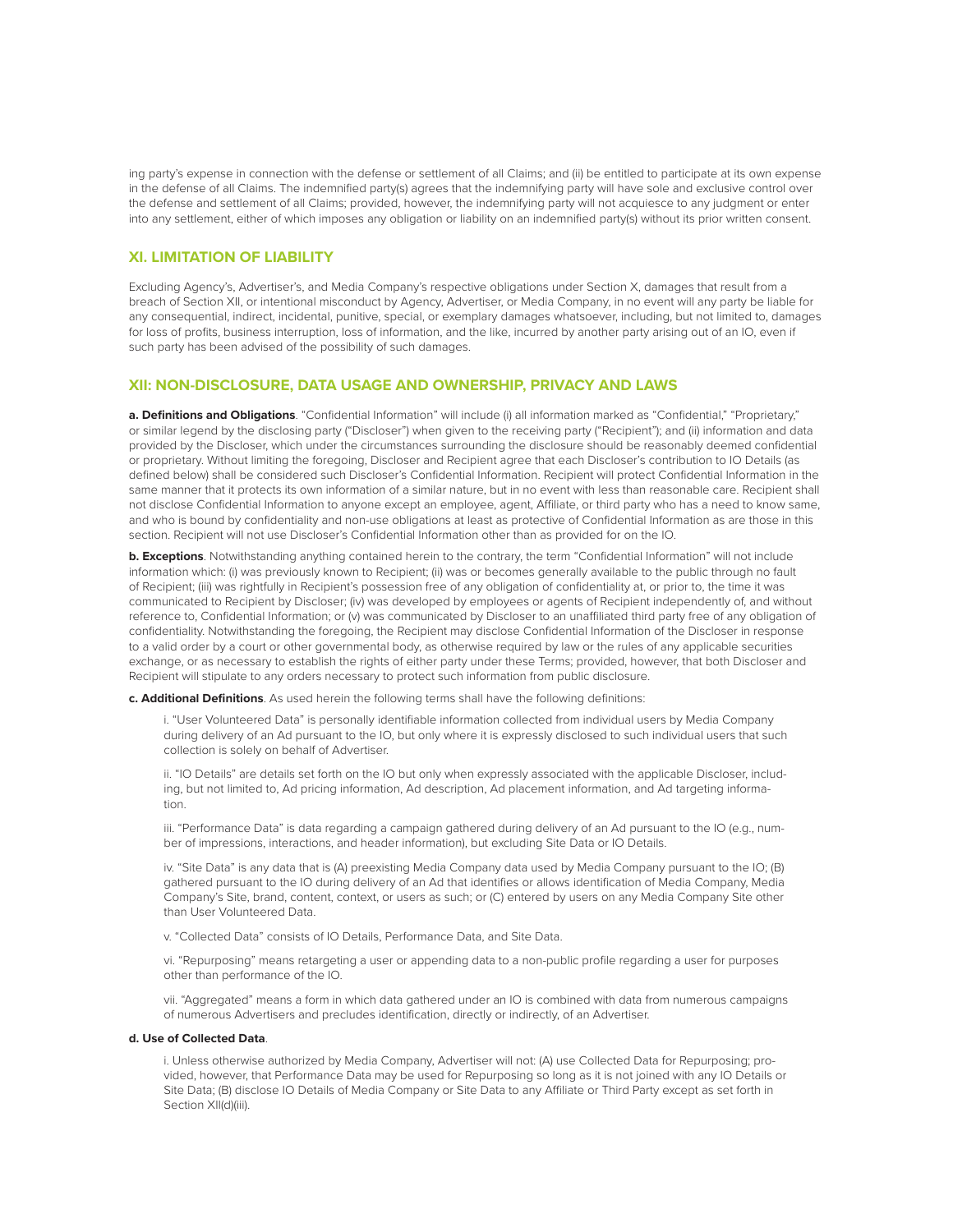ing party's expense in connection with the defense or settlement of all Claims; and (ii) be entitled to participate at its own expense in the defense of all Claims. The indemnified party(s) agrees that the indemnifying party will have sole and exclusive control over the defense and settlement of all Claims; provided, however, the indemnifying party will not acquiesce to any judgment or enter into any settlement, either of which imposes any obligation or liability on an indemnified party(s) without its prior written consent.

## XI. LIMITATION OF LIABILITY

Excluding Agency's, Advertiser's, and Media Company's respective obligations under Section X, damages that result from a breach of Section XII, or intentional misconduct by Agency, Advertiser, or Media Company, in no event will any party be liable for any consequential, indirect, incidental, punitive, special, or exemplary damages whatsoever, including, but not limited to, damages for loss of profits, business interruption, loss of information, and the like, incurred by another party arising out of an IO, even if such party has been advised of the possibility of such damages.

## XII: NON-DISCLOSURE, DATA USAGE AND OWNERSHIP, PRIVACY AND LAWS

**a. Definitions and Obligations**. "Confidential Information" will include (i) all information marked as "Confidential," "Proprietary," or similar legend by the disclosing party ("Discloser") when given to the receiving party ("Recipient"); and (ii) information and data provided by the Discloser, which under the circumstances surrounding the disclosure should be reasonably deemed confidential or proprietary. Without limiting the foregoing, Discloser and Recipient agree that each Discloser's contribution to IO Details (as defined below) shall be considered such Discloser's Confidential Information. Recipient will protect Confidential Information in the same manner that it protects its own information of a similar nature, but in no event with less than reasonable care. Recipient shall not disclose Confidential Information to anyone except an employee, agent, Affiliate, or third party who has a need to know same, and who is bound by confidentiality and non-use obligations at least as protective of Confidential Information as are those in this section. Recipient will not use Discloser's Confidential Information other than as provided for on the IO.

**b. Exceptions**. Notwithstanding anything contained herein to the contrary, the term "Confidential Information" will not include information which: (i) was previously known to Recipient; (ii) was or becomes generally available to the public through no fault of Recipient; (iii) was rightfully in Recipient's possession free of any obligation of confidentiality at, or prior to, the time it was communicated to Recipient by Discloser; (iv) was developed by employees or agents of Recipient independently of, and without reference to, Confidential Information; or (v) was communicated by Discloser to an unaffiliated third party free of any obligation of confidentiality. Notwithstanding the foregoing, the Recipient may disclose Confidential Information of the Discloser in response to a valid order by a court or other governmental body, as otherwise required by law or the rules of any applicable securities exchange, or as necessary to establish the rights of either party under these Terms; provided, however, that both Discloser and Recipient will stipulate to any orders necessary to protect such information from public disclosure.

**c. Additional Definitions**. As used herein the following terms shall have the following definitions:

i. "User Volunteered Data" is personally identifiable information collected from individual users by Media Company during delivery of an Ad pursuant to the IO, but only where it is expressly disclosed to such individual users that such collection is solely on behalf of Advertiser.

ii. "IO Details" are details set forth on the IO but only when expressly associated with the applicable Discloser, including, but not limited to, Ad pricing information, Ad description, Ad placement information, and Ad targeting information.

iii. "Performance Data" is data regarding a campaign gathered during delivery of an Ad pursuant to the IO (e.g., number of impressions, interactions, and header information), but excluding Site Data or IO Details.

iv. "Site Data" is any data that is (A) preexisting Media Company data used by Media Company pursuant to the IO; (B) gathered pursuant to the IO during delivery of an Ad that identifies or allows identification of Media Company, Media Company's Site, brand, content, context, or users as such; or (C) entered by users on any Media Company Site other than User Volunteered Data.

v. "Collected Data" consists of IO Details, Performance Data, and Site Data.

vi. "Repurposing" means retargeting a user or appending data to a non-public profile regarding a user for purposes other than performance of the IO.

vii. "Aggregated" means a form in which data gathered under an IO is combined with data from numerous campaigns of numerous Advertisers and precludes identification, directly or indirectly, of an Advertiser.

**d. Use of Collected Data**.

i. Unless otherwise authorized by Media Company, Advertiser will not: (A) use Collected Data for Repurposing; provided, however, that Performance Data may be used for Repurposing so long as it is not joined with any IO Details or Site Data; (B) disclose IO Details of Media Company or Site Data to any Affiliate or Third Party except as set forth in Section XII(d)(iii).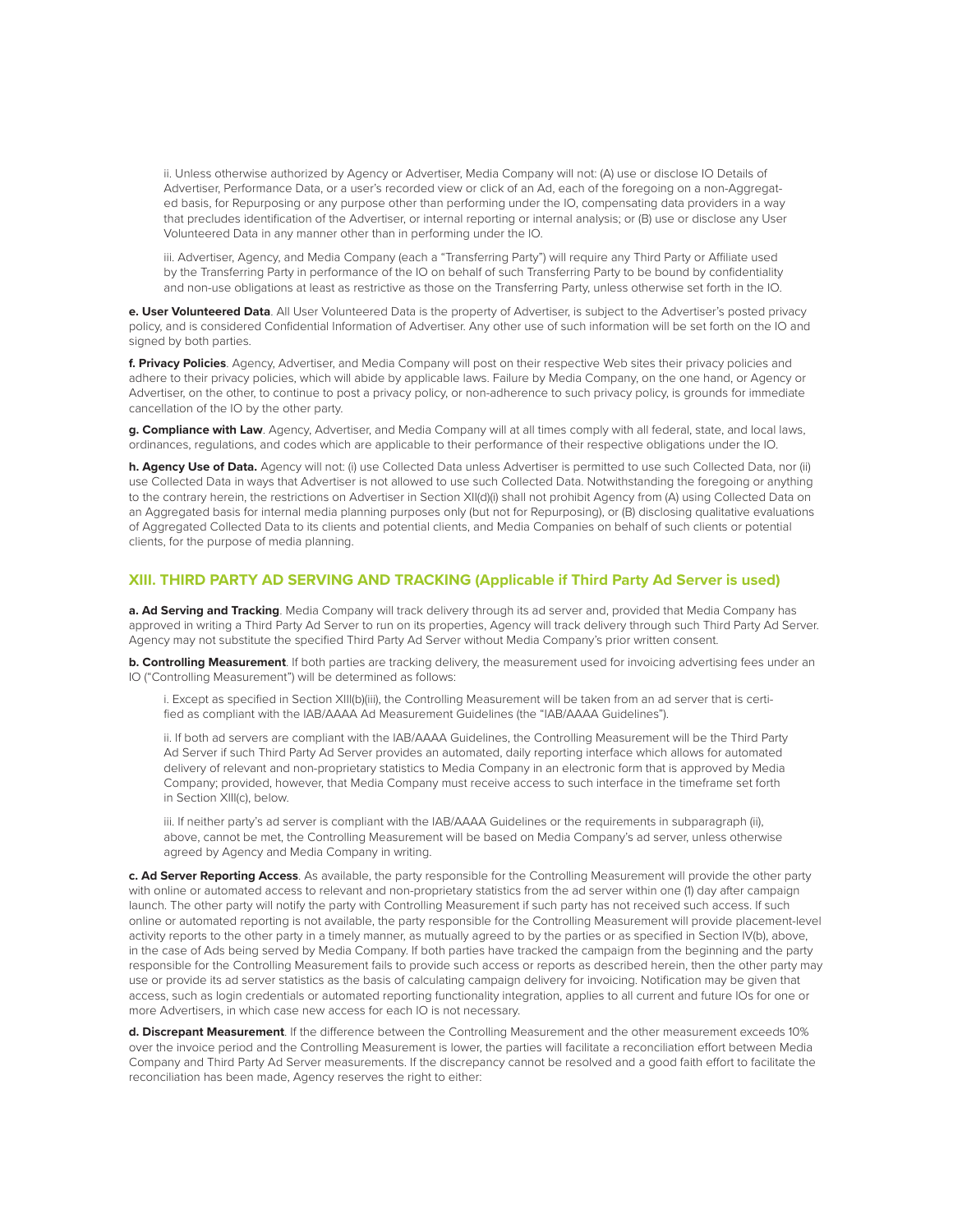ii. Unless otherwise authorized by Agency or Advertiser, Media Company will not: (A) use or disclose IO Details of Advertiser, Performance Data, or a user's recorded view or click of an Ad, each of the foregoing on a non-Aggregated basis, for Repurposing or any purpose other than performing under the IO, compensating data providers in a way that precludes identification of the Advertiser, or internal reporting or internal analysis; or (B) use or disclose any User Volunteered Data in any manner other than in performing under the IO.

iii. Advertiser, Agency, and Media Company (each a "Transferring Party") will require any Third Party or Affiliate used by the Transferring Party in performance of the IO on behalf of such Transferring Party to be bound by confidentiality and non-use obligations at least as restrictive as those on the Transferring Party, unless otherwise set forth in the IO.

**e. User Volunteered Data**. All User Volunteered Data is the property of Advertiser, is subject to the Advertiser's posted privacy policy, and is considered Confidential Information of Advertiser. Any other use of such information will be set forth on the IO and signed by both parties.

**f. Privacy Policies**. Agency, Advertiser, and Media Company will post on their respective Web sites their privacy policies and adhere to their privacy policies, which will abide by applicable laws. Failure by Media Company, on the one hand, or Agency or Advertiser, on the other, to continue to post a privacy policy, or non-adherence to such privacy policy, is grounds for immediate cancellation of the IO by the other party.

**g. Compliance with Law**. Agency, Advertiser, and Media Company will at all times comply with all federal, state, and local laws, ordinances, regulations, and codes which are applicable to their performance of their respective obligations under the IO.

**h. Agency Use of Data.** Agency will not: (i) use Collected Data unless Advertiser is permitted to use such Collected Data, nor (ii) use Collected Data in ways that Advertiser is not allowed to use such Collected Data. Notwithstanding the foregoing or anything to the contrary herein, the restrictions on Advertiser in Section XII(d)(i) shall not prohibit Agency from (A) using Collected Data on an Aggregated basis for internal media planning purposes only (but not for Repurposing), or (B) disclosing qualitative evaluations of Aggregated Collected Data to its clients and potential clients, and Media Companies on behalf of such clients or potential clients, for the purpose of media planning.

## XIII. THIRD PARTY AD SERVING AND TRACKING (Applicable if Third Party Ad Server is used)

**a. Ad Serving and Tracking**. Media Company will track delivery through its ad server and, provided that Media Company has approved in writing a Third Party Ad Server to run on its properties, Agency will track delivery through such Third Party Ad Server. Agency may not substitute the specified Third Party Ad Server without Media Company's prior written consent.

**b. Controlling Measurement**. If both parties are tracking delivery, the measurement used for invoicing advertising fees under an IO ("Controlling Measurement") will be determined as follows:

i. Except as specified in Section XIII(b)(iii), the Controlling Measurement will be taken from an ad server that is certified as compliant with the IAB/AAAA Ad Measurement Guidelines (the "IAB/AAAA Guidelines").

ii. If both ad servers are compliant with the IAB/AAAA Guidelines, the Controlling Measurement will be the Third Party Ad Server if such Third Party Ad Server provides an automated, daily reporting interface which allows for automated delivery of relevant and non-proprietary statistics to Media Company in an electronic form that is approved by Media Company; provided, however, that Media Company must receive access to such interface in the timeframe set forth in Section XIII(c), below.

iii. If neither party's ad server is compliant with the IAB/AAAA Guidelines or the requirements in subparagraph (ii), above, cannot be met, the Controlling Measurement will be based on Media Company's ad server, unless otherwise agreed by Agency and Media Company in writing.

**c. Ad Server Reporting Access**. As available, the party responsible for the Controlling Measurement will provide the other party with online or automated access to relevant and non-proprietary statistics from the ad server within one (1) day after campaign launch. The other party will notify the party with Controlling Measurement if such party has not received such access. If such online or automated reporting is not available, the party responsible for the Controlling Measurement will provide placement-level activity reports to the other party in a timely manner, as mutually agreed to by the parties or as specified in Section IV(b), above, in the case of Ads being served by Media Company. If both parties have tracked the campaign from the beginning and the party responsible for the Controlling Measurement fails to provide such access or reports as described herein, then the other party may use or provide its ad server statistics as the basis of calculating campaign delivery for invoicing. Notification may be given that access, such as login credentials or automated reporting functionality integration, applies to all current and future IOs for one or more Advertisers, in which case new access for each IO is not necessary.

**d. Discrepant Measurement**. If the difference between the Controlling Measurement and the other measurement exceeds 10% over the invoice period and the Controlling Measurement is lower, the parties will facilitate a reconciliation effort between Media Company and Third Party Ad Server measurements. If the discrepancy cannot be resolved and a good faith effort to facilitate the reconciliation has been made, Agency reserves the right to either: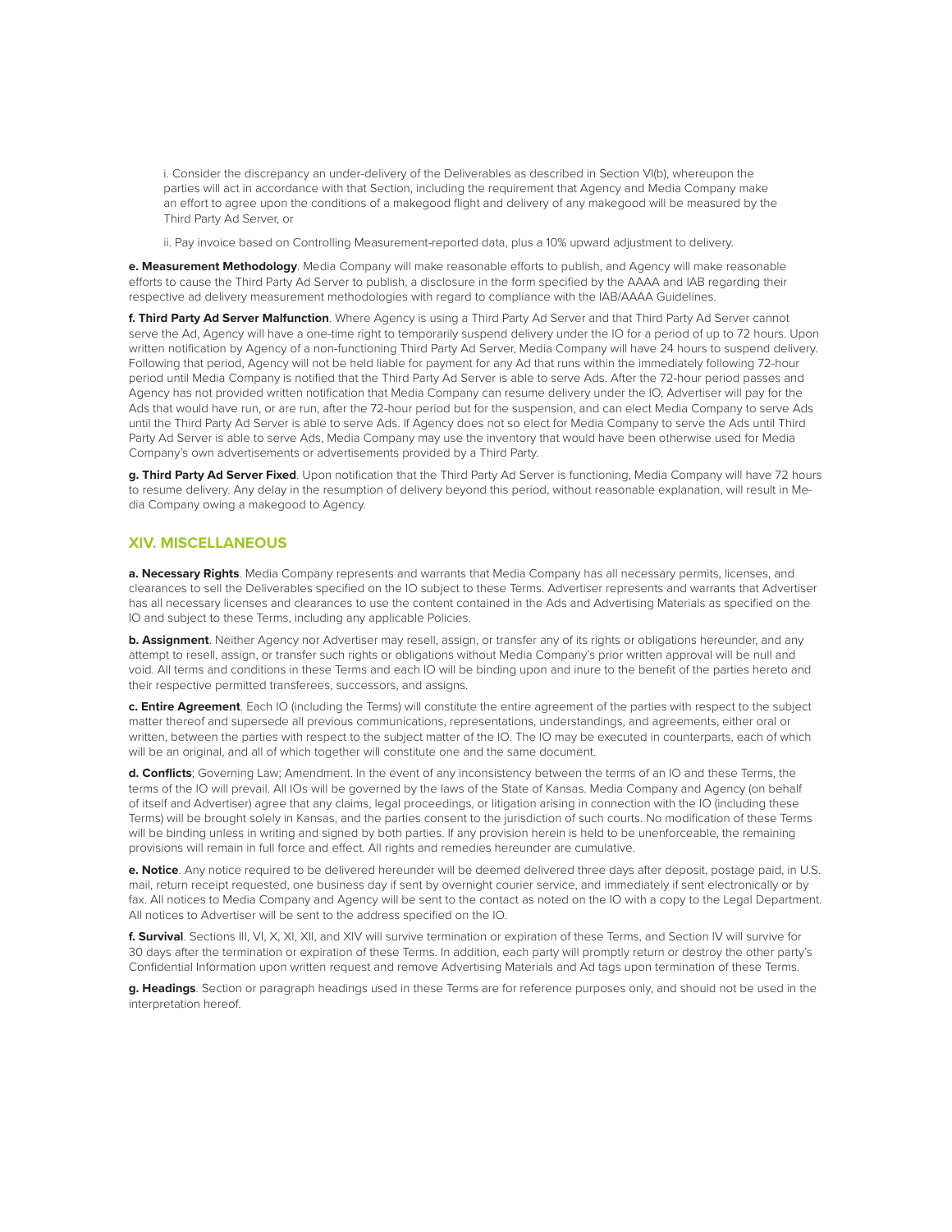i. Consider the discrepancy an under-delivery of the Deliverables as described in Section VI(b), whereupon the parties will act in accordance with that Section, including the requirement that Agency and Media Company make an effort to agree upon the conditions of a makegood flight and delivery of any makegood will be measured by the Third Party Ad Server, or

ii. Pay invoice based on Controlling Measurement-reported data, plus a 10% upward adjustment to delivery.

**e. Measurement Methodology**. Media Company will make reasonable efforts to publish, and Agency will make reasonable efforts to cause the Third Party Ad Server to publish, a disclosure in the form specified by the AAAA and IAB regarding their respective ad delivery measurement methodologies with regard to compliance with the IAB/AAAA Guidelines.

**f. Third Party Ad Server Malfunction**. Where Agency is using a Third Party Ad Server and that Third Party Ad Server cannot serve the Ad, Agency will have a one-time right to temporarily suspend delivery under the IO for a period of up to 72 hours. Upon written notification by Agency of a non-functioning Third Party Ad Server, Media Company will have 24 hours to suspend delivery. Following that period, Agency will not be held liable for payment for any Ad that runs within the immediately following 72-hour period until Media Company is notified that the Third Party Ad Server is able to serve Ads. After the 72-hour period passes and Agency has not provided written notification that Media Company can resume delivery under the IO, Advertiser will pay for the Ads that would have run, or are run, after the 72-hour period but for the suspension, and can elect Media Company to serve Ads until the Third Party Ad Server is able to serve Ads. If Agency does not so elect for Media Company to serve the Ads until Third Party Ad Server is able to serve Ads, Media Company may use the inventory that would have been otherwise used for Media Company's own advertisements or advertisements provided by a Third Party.

**g. Third Party Ad Server Fixed**. Upon notification that the Third Party Ad Server is functioning, Media Company will have 72 hours to resume delivery. Any delay in the resumption of delivery beyond this period, without reasonable explanation, will result in Media Company owing a makegood to Agency.

## XIV. MISCELLANEOUS

**a. Necessary Rights**. Media Company represents and warrants that Media Company has all necessary permits, licenses, and clearances to sell the Deliverables specified on the IO subject to these Terms. Advertiser represents and warrants that Advertiser has all necessary licenses and clearances to use the content contained in the Ads and Advertising Materials as specified on the IO and subject to these Terms, including any applicable Policies.

**b. Assignment**. Neither Agency nor Advertiser may resell, assign, or transfer any of its rights or obligations hereunder, and any attempt to resell, assign, or transfer such rights or obligations without Media Company's prior written approval will be null and void. All terms and conditions in these Terms and each IO will be binding upon and inure to the benefit of the parties hereto and their respective permitted transferees, successors, and assigns.

**c. Entire Agreement**. Each IO (including the Terms) will constitute the entire agreement of the parties with respect to the subject matter thereof and supersede all previous communications, representations, understandings, and agreements, either oral or written, between the parties with respect to the subject matter of the IO. The IO may be executed in counterparts, each of which will be an original, and all of which together will constitute one and the same document.

**d. Conflicts**; Governing Law; Amendment. In the event of any inconsistency between the terms of an IO and these Terms, the terms of the IO will prevail. All IOs will be governed by the laws of the State of Kansas. Media Company and Agency (on behalf of itself and Advertiser) agree that any claims, legal proceedings, or litigation arising in connection with the IO (including these Terms) will be brought solely in Kansas, and the parties consent to the jurisdiction of such courts. No modification of these Terms will be binding unless in writing and signed by both parties. If any provision herein is held to be unenforceable, the remaining provisions will remain in full force and effect. All rights and remedies hereunder are cumulative.

**e. Notice**. Any notice required to be delivered hereunder will be deemed delivered three days after deposit, postage paid, in U.S. mail, return receipt requested, one business day if sent by overnight courier service, and immediately if sent electronically or by fax. All notices to Media Company and Agency will be sent to the contact as noted on the IO with a copy to the Legal Department. All notices to Advertiser will be sent to the address specified on the IO.

**f. Survival**. Sections III, VI, X, XI, XII, and XIV will survive termination or expiration of these Terms, and Section IV will survive for 30 days after the termination or expiration of these Terms. In addition, each party will promptly return or destroy the other party's Confidential Information upon written request and remove Advertising Materials and Ad tags upon termination of these Terms.

**g. Headings**. Section or paragraph headings used in these Terms are for reference purposes only, and should not be used in the interpretation hereof.